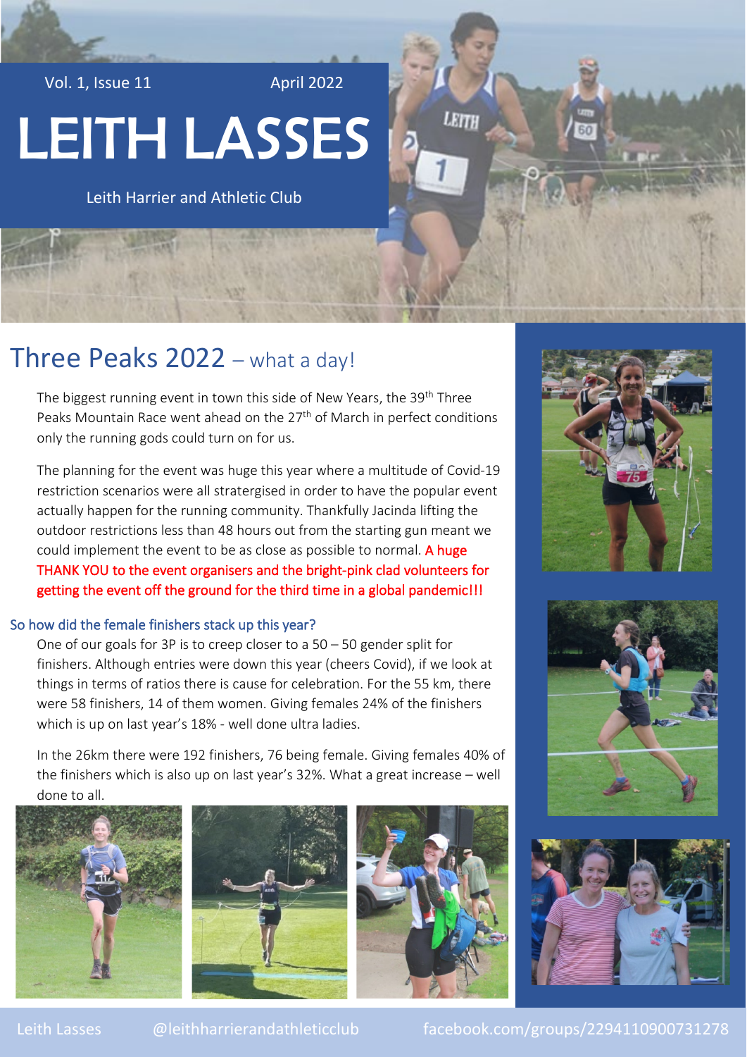Vol. 1, Issue 11 April 2022

# LEITH LASSES

Leith Harrier and Athletic Club

## Three Peaks 2022 – what a day!

The biggest running event in town this side of New Years, the 39th Three Peaks Mountain Race went ahead on the 27th of March in perfect conditions only the running gods could turn on for us.

The planning for the event was huge this year where a multitude of Covid-19 restriction scenarios were all stratergised in order to have the popular event actually happen for the running community. Thankfully Jacinda lifting the outdoor restrictions less than 48 hours out from the starting gun meant we could implement the event to be as close as possible to normal. A huge THANK YOU to the event organisers and the bright-pink clad volunteers for getting the event off the ground for the third time in a global pandemic!!!

### So how did the female finishers stack up this year?

One of our goals for 3P is to creep closer to a 50 – 50 gender split for finishers. Although entries were down this year (cheers Covid), if we look at things in terms of ratios there is cause for celebration. For the 55 km, there were 58 finishers, 14 of them women. Giving females 24% of the finishers which is up on last year's 18% - well done ultra ladies.

In the 26km there were 192 finishers, 76 being female. Giving females 40% of the finishers which is also up on last year's 32%. What a great increase – well done to all.

Leith Lasses @leithharrierandathleticclub facebook.com/groups/2294110900731278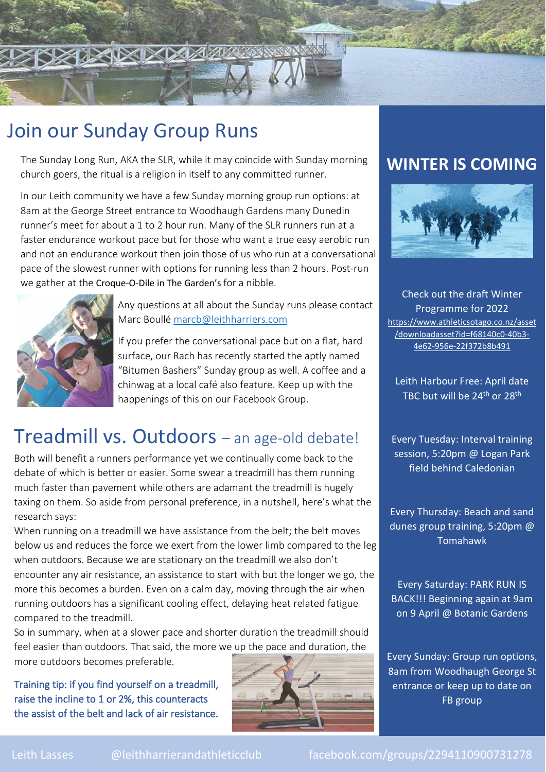# Join our Sunday Group Runs

The Sunday Long Run, AKA the SLR, while it may coincide with Sunday morning church goers, the ritual is a religion in itself to any committed runner.

In our Leith community we have a few Sunday morning group run options: at 8am at the George Street entrance to Woodhaugh Gardens many Dunedin runner's meet for about a 1 to 2 hour run. Many of the SLR runners run at a faster endurance workout pace but for those who want a true easy aerobic run and not an endurance workout then join those of us who run at a conversational pace of the slowest runner with options for running less than 2 hours. Post-run we gather at the Croque-O-Dile in The Garden's for a nibble.

Any questions at all about the Sunday runs please contact Marc Boullé marcb@leithharriers.com

If you prefer the conversational pace but on a flat, hard surface, our Rach has recently started the aptly named "Bitumen Bashers" Sunday group as well. A coffee and a chinwag at a local café also feature. Keep up with the happenings of this on our Facebook Group.

# Treadmill vs. Outdoors – an age-old debate!

Both will benefit a runners performance yet we continually come back to the debate of which is better or easier. Some swear a treadmill has them running much faster than pavement while others are adamant the treadmill is hugely taxing on them. So aside from personal preference, in a nutshell, here's what the research says:

When running on a treadmill we have assistance from the belt; the belt moves below us and reduces the force we exert from the lower limb compared to the leg when outdoors. Because we are stationary on the treadmill we also don't encounter any air resistance, an assistance to start with but the longer we go, the more this becomes a burden. Even on a calm day, moving through the air when running outdoors has a significant cooling effect, delaying heat related fatigue compared to the treadmill.

So in summary, when at a slower pace and shorter duration the treadmill should feel easier than outdoors. That said, the more we up the pace and duration, the more outdoors becomes preferable.

Training tip: if you find yourself on a treadmill, raise the incline to 1 or 2%, this counteracts the assist of the belt and lack of air resistance.

## WINTER IS COMING

Check out the draft Winter Programme for 2022 https://www.athleticsotago.co.nz/asset/downloadasset?id=f68140c0-40b3-4e62-956e-22f372b8b491

Leith Harbour Free: April date TBC but will be 24th or 28th

Every Tuesday: Interval training session, 5:20pm @ Logan Park field behind Caledonian

Every Thursday: Beach and sand dunes group training, 5:20pm @ Tomahawk

Every Saturday: PARK RUN IS BACK!!! Beginning again at 9am on 9 April @ Botanic Gardens

Every Sunday: Group run options, 8am from Woodhaugh George St entrance or keep up to date on FB group

Leith Lasses @leithharrierandathleticclub facebook.com/groups/2294110900731278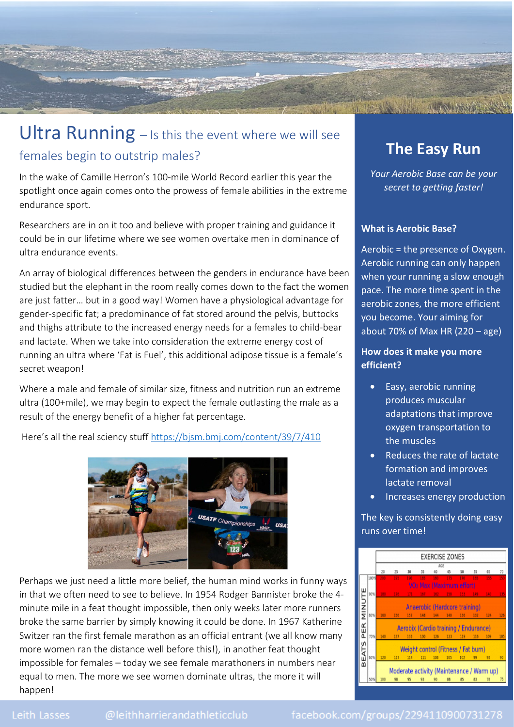# Ultra Running – Is this the event where we will see females begin to outstrip males?

In the wake of Camille Herron's 100-mile World Record earlier this year the spotlight once again comes onto the prowess of female abilities in the extreme endurance sport.

Researchers are in on it too and believe with proper training and guidance it could be in our lifetime where we see women overtake men in dominance of ultra endurance events.

An array of biological differences between the genders in endurance have been studied but the elephant in the room really comes down to the fact the women are just fatter… but in a good way! Women have a physiological advantage for gender-specific fat; a predominance of fat stored around the pelvis, buttocks and thighs attribute to the increased energy needs for a females to child-bear and lactate. When we take into consideration the extreme energy cost of running an ultra where 'Fat is Fuel', this additional adipose tissue is a female's secret weapon!

Where a male and female of similar size, fitness and nutrition run an extreme ultra (100+mile), we may begin to expect the female outlasting the male as a result of the energy benefit of a higher fat percentage.

Here's all the real sciency stuff https://bjsm.bmj.com/content/39/7/410

Perhaps we just need a little more belief, the human mind works in funny ways in that we often need to see to believe. In 1954 Rodger Bannister broke the 4-minute mile in a feat thought impossible, then only weeks later more runners broke the same barrier by simply knowing it could be done. In 1967 Katherine Switzer ran the first female marathon as an official entrant (we all know many more women ran the distance well before this!), in another feat thought impossible for females – today we see female marathoners in numbers near equal to men. The more we see women dominate ultras, the more it will happen!

## The Easy Run

*Your Aerobic Base can be your secret to getting faster!*

**What is Aerobic Base?**

Aerobic = the presence of Oxygen. Aerobic running can only happen when your running a slow enough pace. The more time spent in the aerobic zones, the more efficient you become. Your aiming for about 70% of Max HR (220 – age)

**How does it make you more efficient?**

- Easy, aerobic running produces muscular adaptations that improve oxygen transportation to the muscles
- Reduces the rate of lactate formation and improves lactate removal
- Increases energy production

The key is consistently doing easy runs over time!

EXERCISE ZONES

AGE

BEATS PER MINUTE

VO₂ Max (Maximum effort)

Anaerobic (Hardcore training)

Aerobic (Cardio training / Endurance)

Weight control (Fitness / Fat burn)

Moderate activity (Maintenance / Warm up)